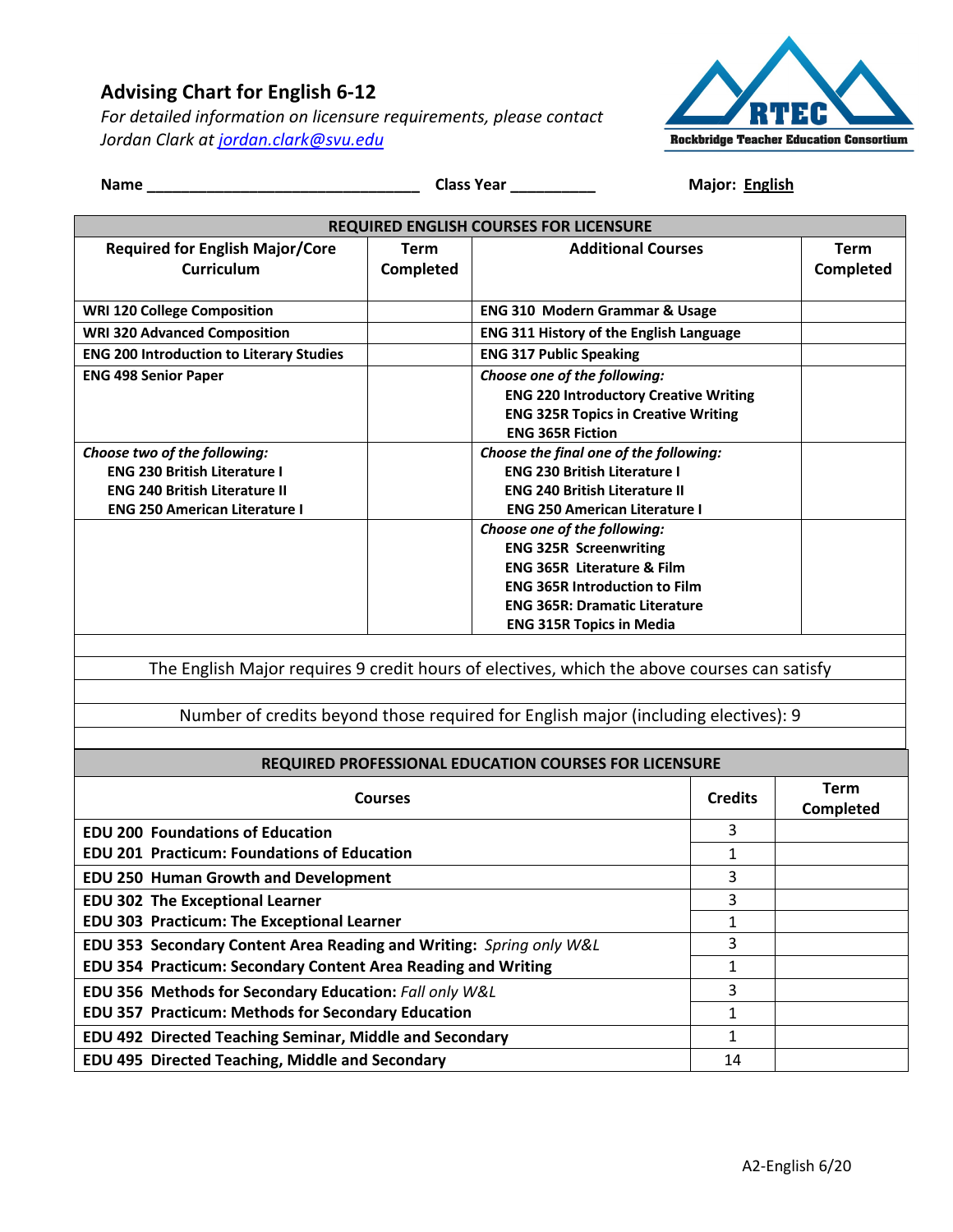# Advising Chart for English 6-12

*For detailed information on licensure requirements, please contact Jordan Clark at [jordan.clark@svu.edu](mailto:jordan.clark@svu.edu)*

RTEC
Rockbridge Teacher Education Consortium

**Name** ________________________________ **Class Year** __________ **Major:** **English**

| REQUIRED ENGLISH COURSES FOR LICENSURE | | | |
|---|---|---|---|
| **Required for English Major/Core Curriculum** | **Term Completed** | **Additional Courses** | **Term Completed** |
| **WRI 120 College Composition** | | **ENG 310 Modern Grammar & Usage** | |
| **WRI 320 Advanced Composition** | | **ENG 311 History of the English Language** | |
| **ENG 200 Introduction to Literary Studies** | | **ENG 317 Public Speaking** | |
| **ENG 498 Senior Paper** | | ***Choose one of the following:*** **ENG 220 Introductory Creative Writing** **ENG 325R Topics in Creative Writing** **ENG 365R Fiction** | |
| ***Choose two of the following:*** **ENG 230 British Literature I** **ENG 240 British Literature II** **ENG 250 American Literature I** | | ***Choose the final one of the following:*** **ENG 230 British Literature I** **ENG 240 British Literature II** **ENG 250 American Literature I** | |
| | | ***Choose one of the following:*** **ENG 325R Screenwriting** **ENG 365R Literature & Film** **ENG 365R Introduction to Film** **ENG 365R: Dramatic Literature** **ENG 315R Topics in Media** | |

The English Major requires 9 credit hours of electives, which the above courses can satisfy

Number of credits beyond those required for English major (including electives): 9

| REQUIRED PROFESSIONAL EDUCATION COURSES FOR LICENSURE | | |
|---|---|---|
| **Courses** | **Credits** | **Term Completed** |
| **EDU 200 Foundations of Education** | 3 | |
| **EDU 201 Practicum: Foundations of Education** | 1 | |
| **EDU 250 Human Growth and Development** | 3 | |
| **EDU 302 The Exceptional Learner** | 3 | |
| **EDU 303 Practicum: The Exceptional Learner** | 1 | |
| **EDU 353 Secondary Content Area Reading and Writing:** *Spring only W&L* | 3 | |
| **EDU 354 Practicum: Secondary Content Area Reading and Writing** | 1 | |
| **EDU 356 Methods for Secondary Education:** *Fall only W&L* | 3 | |
| **EDU 357 Practicum: Methods for Secondary Education** | 1 | |
| **EDU 492 Directed Teaching Seminar, Middle and Secondary** | 1 | |
| **EDU 495 Directed Teaching, Middle and Secondary** | 14 | |

A2-English 6/20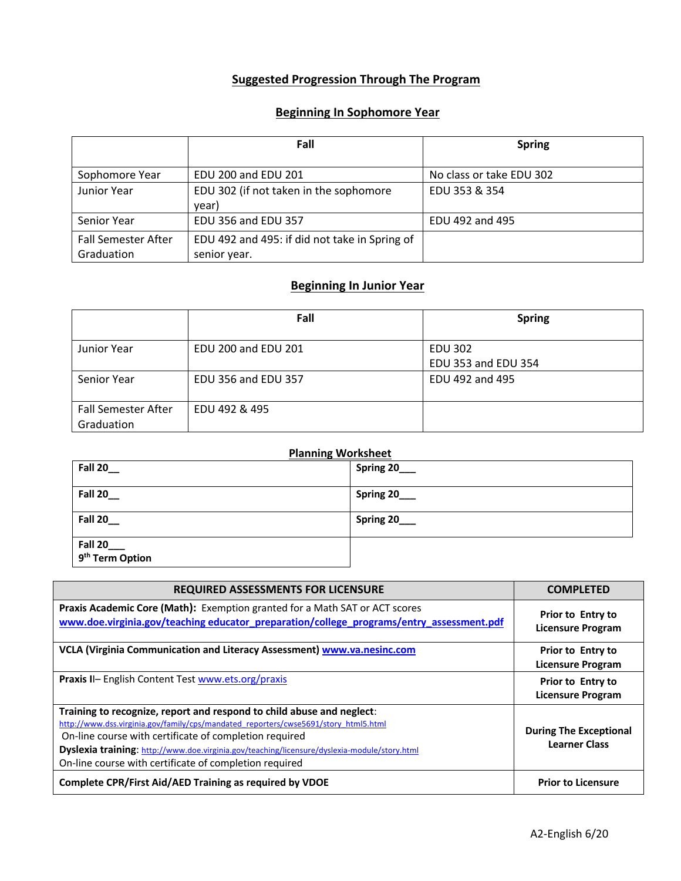## Suggested Progression Through The Program

### Beginning In Sophomore Year

| | Fall | Spring |
|---|---|---|
| Sophomore Year | EDU 200 and EDU 201 | No class or take EDU 302 |
| Junior Year | EDU 302 (if not taken in the sophomore year) | EDU 353 & 354 |
| Senior Year | EDU 356 and EDU 357 | EDU 492 and 495 |
| Fall Semester After Graduation | EDU 492 and 495: if did not take in Spring of senior year. | |

### Beginning In Junior Year

| | Fall | Spring |
|---|---|---|
| Junior Year | EDU 200 and EDU 201 | EDU 302<br>EDU 353 and EDU 354 |
| Senior Year | EDU 356 and EDU 357 | EDU 492 and 495 |
| Fall Semester After Graduation | EDU 492 & 495 | |

### Planning Worksheet

| | |
|---|---|
| **Fall 20__** | **Spring 20___** |
| **Fall 20__** | **Spring 20___** |
| **Fall 20__** | **Spring 20___** |
| **Fall 20___**<br>**9th Term Option** | |

| REQUIRED ASSESSMENTS FOR LICENSURE | COMPLETED |
|---|---|
| **Praxis Academic Core (Math):** Exemption granted for a Math SAT or ACT scores **www.doe.virginia.gov/teaching educator_preparation/college_programs/entry_assessment.pdf** | **Prior to Entry to Licensure Program** |
| **VCLA (Virginia Communication and Literacy Assessment) www.va.nesinc.com** | **Prior to Entry to Licensure Program** |
| **Praxis II**– English Content Test www.ets.org/praxis | **Prior to Entry to Licensure Program** |
| **Training to recognize, report and respond to child abuse and neglect**: http://www.dss.virginia.gov/family/cps/mandated_reporters/cwse5691/story_html5.html On-line course with certificate of completion required<br>**Dyslexia training**: http://www.doe.virginia.gov/teaching/licensure/dyslexia-module/story.html On-line course with certificate of completion required | **During The Exceptional Learner Class** |
| **Complete CPR/First Aid/AED Training as required by VDOE** | **Prior to Licensure** |

A2-English 6/20